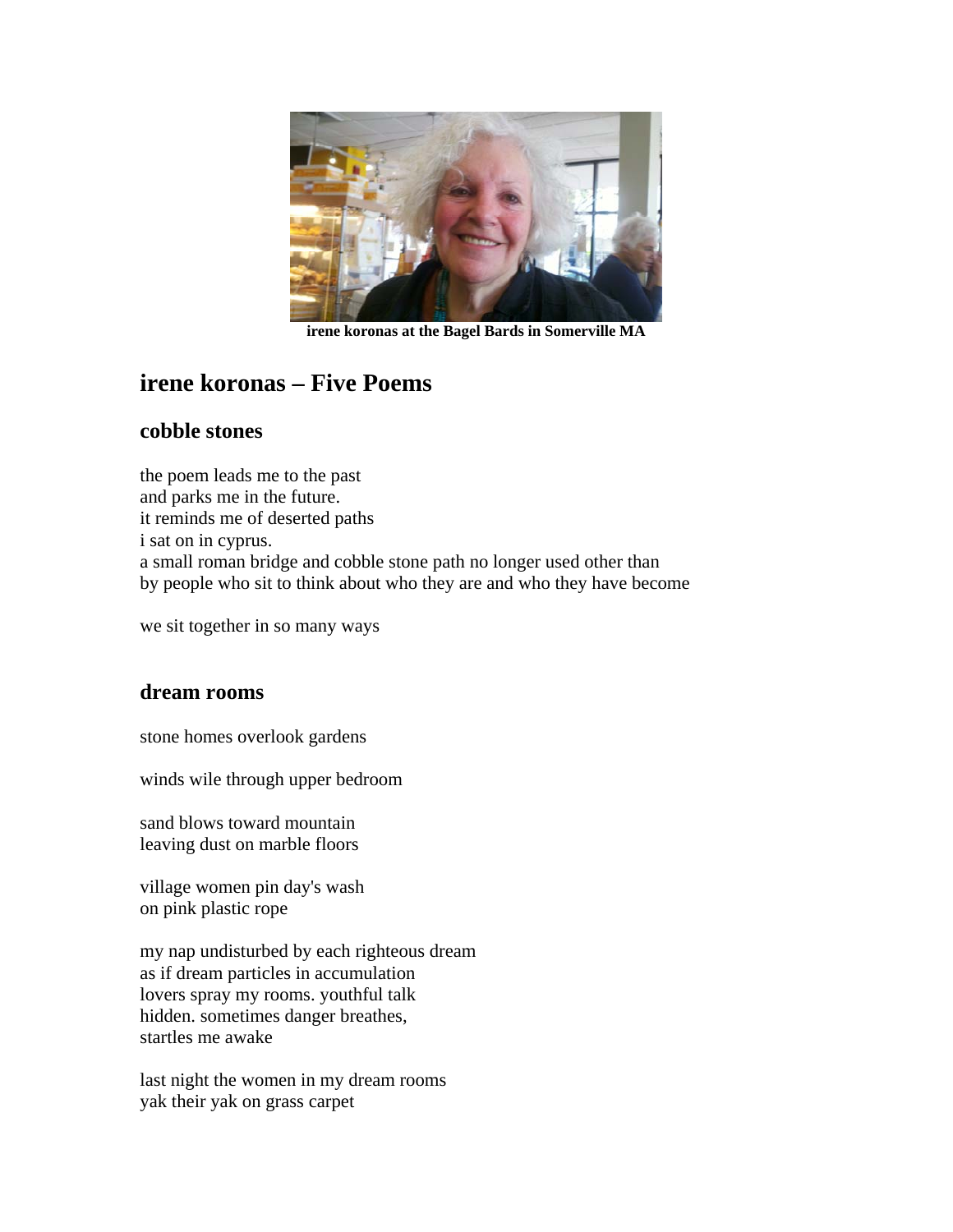irene koronas at the Bagel Bards in Somerville MA

## irene koronas – Five Poems

### cobble stones

the poem leads me to the past  
and parks me in the future.  
it reminds me of deserted paths  
i sat on in cyprus.  
a small roman bridge and cobble stone path no longer used other than  
by people who sit to think about who they are and who they have become

we sit together in so many ways

### dream rooms

stone homes overlook gardens

winds wile through upper bedroom

sand blows toward mountain  
leaving dust on marble floors

village women pin day's wash  
on pink plastic rope

my nap undisturbed by each righteous dream  
as if dream particles in accumulation  
lovers spray my rooms. youthful talk  
hidden. sometimes danger breathes,  
startles me awake

last night the women in my dream rooms  
yak their yak on grass carpet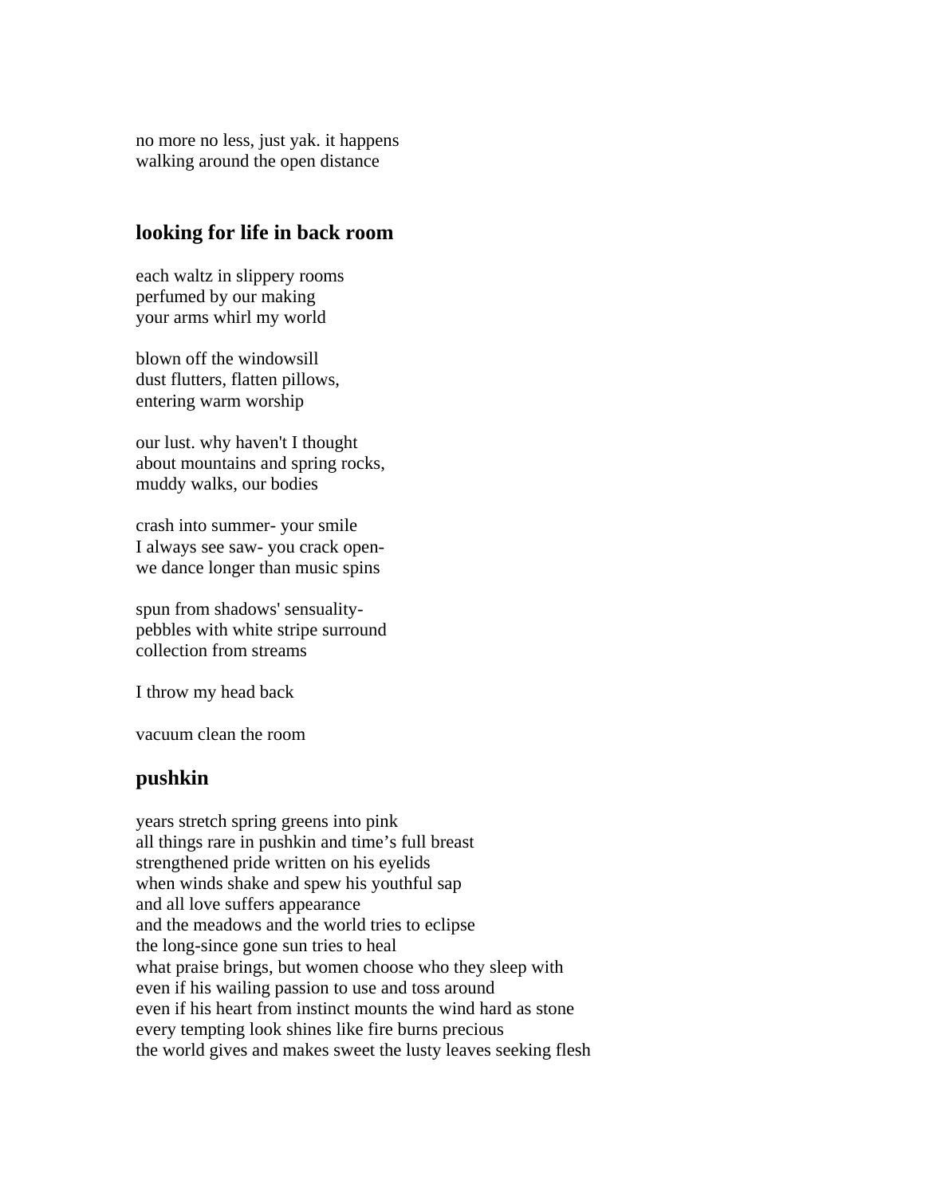no more no less, just yak. it happens  
walking around the open distance

## looking for life in back room

each waltz in slippery rooms  
perfumed by our making  
your arms whirl my world

blown off the windowsill  
dust flutters, flatten pillows,  
entering warm worship

our lust. why haven't I thought  
about mountains and spring rocks,  
muddy walks, our bodies

crash into summer- your smile  
I always see saw- you crack open-  
we dance longer than music spins

spun from shadows' sensuality-  
pebbles with white stripe surround  
collection from streams

I throw my head back

vacuum clean the room

## pushkin

years stretch spring greens into pink  
all things rare in pushkin and time's full breast  
strengthened pride written on his eyelids  
when winds shake and spew his youthful sap  
and all love suffers appearance  
and the meadows and the world tries to eclipse  
the long-since gone sun tries to heal  
what praise brings, but women choose who they sleep with  
even if his wailing passion to use and toss around  
even if his heart from instinct mounts the wind hard as stone  
every tempting look shines like fire burns precious  
the world gives and makes sweet the lusty leaves seeking flesh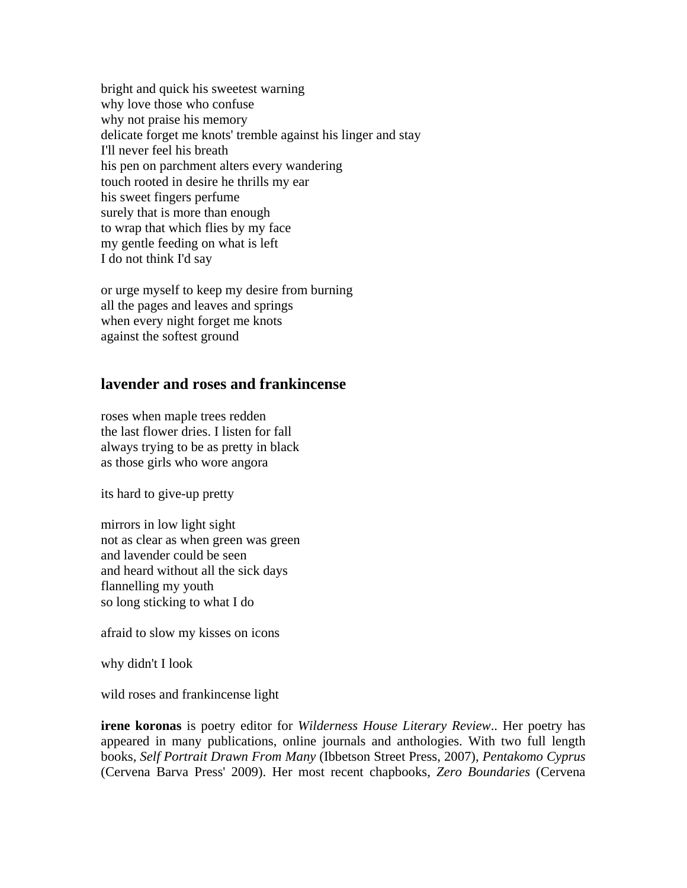bright and quick his sweetest warning
why love those who confuse
why not praise his memory
delicate forget me knots' tremble against his linger and stay
I'll never feel his breath
his pen on parchment alters every wandering
touch rooted in desire he thrills my ear
his sweet fingers perfume
surely that is more than enough
to wrap that which flies by my face
my gentle feeding on what is left
I do not think I'd say

or urge myself to keep my desire from burning
all the pages and leaves and springs
when every night forget me knots
against the softest ground

## lavender and roses and frankincense

roses when maple trees redden
the last flower dries. I listen for fall
always trying to be as pretty in black
as those girls who wore angora

its hard to give-up pretty

mirrors in low light sight
not as clear as when green was green
and lavender could be seen
and heard without all the sick days
flannelling my youth
so long sticking to what I do

afraid to slow my kisses on icons

why didn't I look

wild roses and frankincense light

**irene koronas** is poetry editor for *Wilderness House Literary Review*.. Her poetry has appeared in many publications, online journals and anthologies. With two full length books, *Self Portrait Drawn From Many* (Ibbetson Street Press, 2007), *Pentakomo Cyprus* (Cervena Barva Press' 2009). Her most recent chapbooks, *Zero Boundaries* (Cervena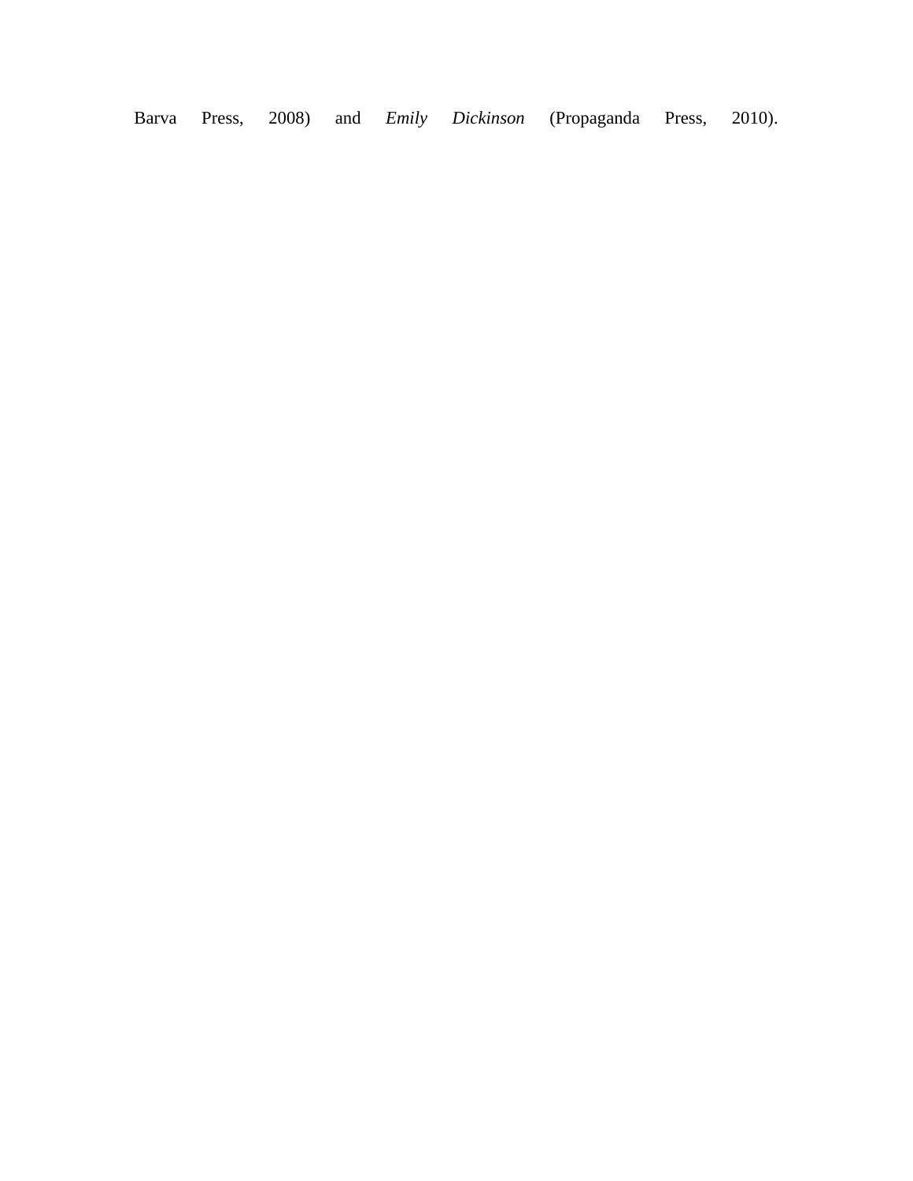Barva Press, 2008) and *Emily Dickinson* (Propaganda Press, 2010).